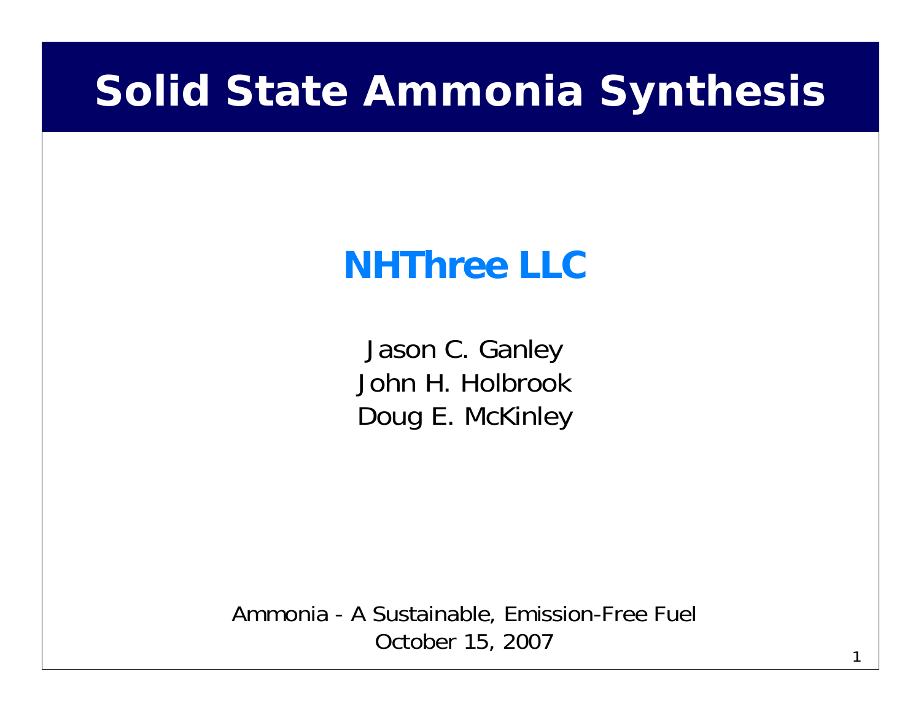# Solid State Ammonia Synthesis

## NHThree LLC

Jason C. Ganley
John H. Holbrook
Doug E. McKinley

Ammonia - A Sustainable, Emission-Free Fuel
October 15, 2007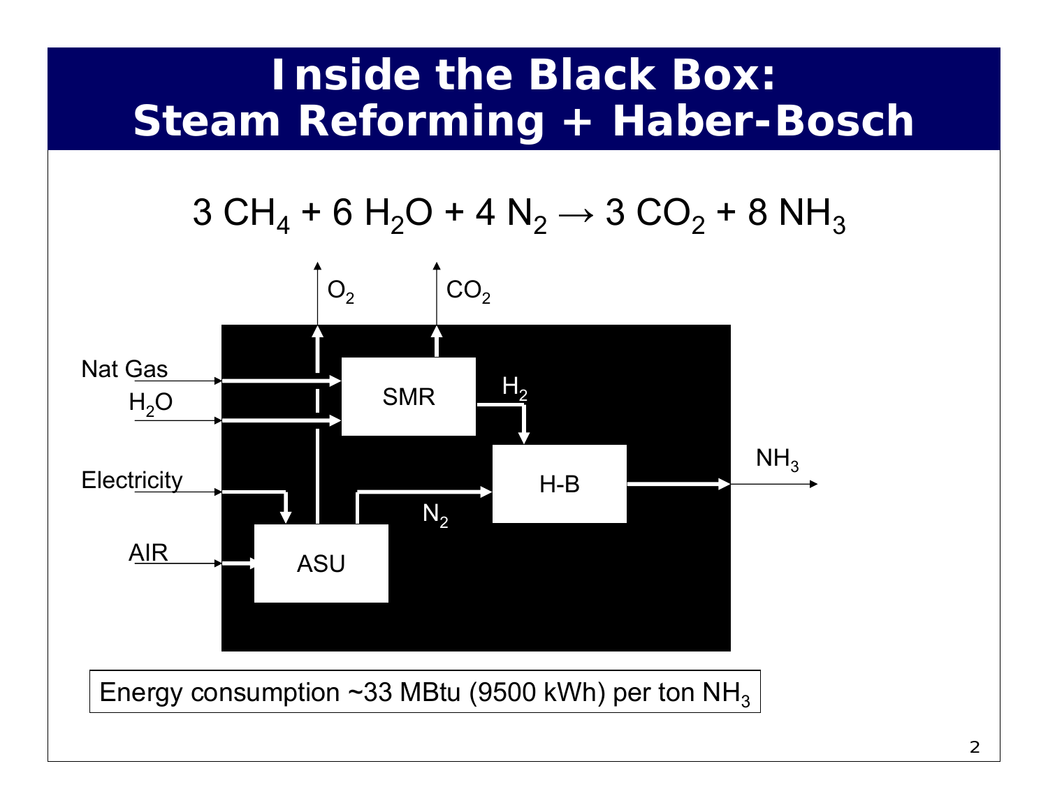# Inside the Black Box: Steam Reforming + Haber-Bosch

$$3\ CH_4 + 6\ H_2O + 4\ N_2 \rightarrow 3\ CO_2 + 8\ NH_3$$

Nat Gas

$H_2O$

Electricity

AIR

$O_2$

$CO_2$

SMR

$H_2$

H-B

$N_2$

ASU

$NH_3$

Energy consumption ~33 MBtu (9500 kWh) per ton $NH_3$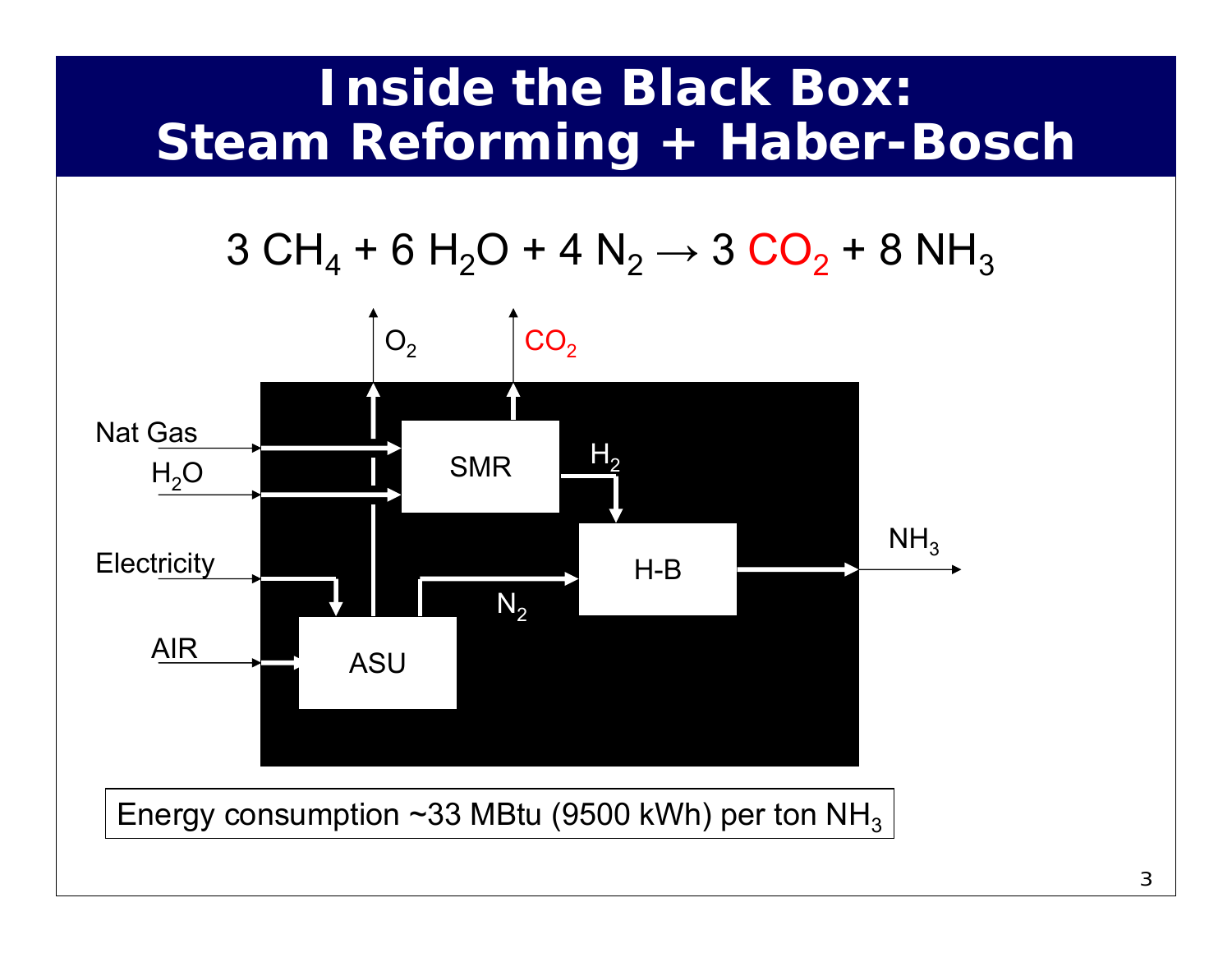# Inside the Black Box: Steam Reforming + Haber-Bosch

$$3\ CH_4 + 6\ H_2O + 4\ N_2 \rightarrow 3\ CO_2 + 8\ NH_3$$

Nat Gas

$H_2O$

Electricity

AIR

$O_2$

$CO_2$

SMR

$H_2$

H-B

$N_2$

ASU

$NH_3$

Energy consumption ~33 MBtu (9500 kWh) per ton $NH_3$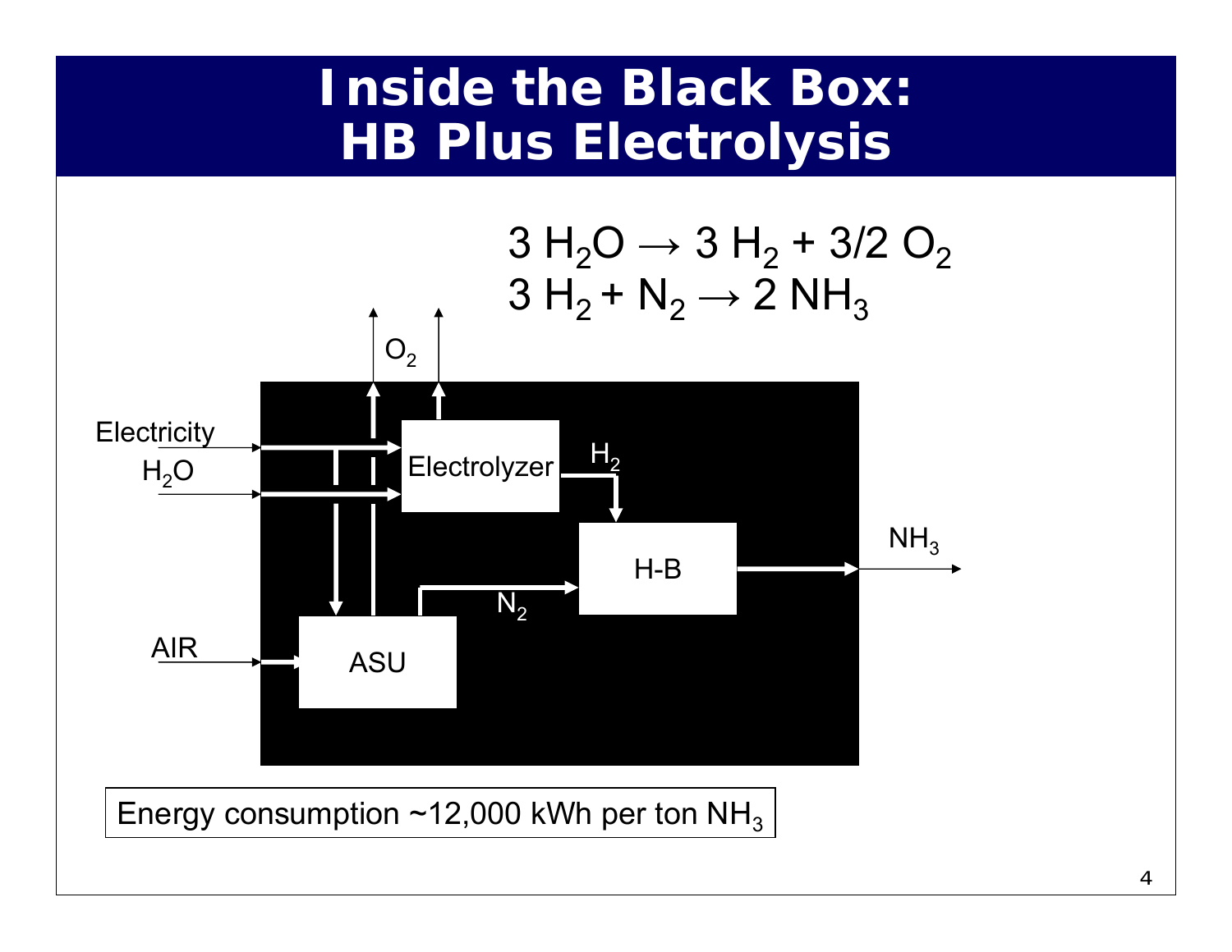# Inside the Black Box: HB Plus Electrolysis

$$3\ H_2O \rightarrow 3\ H_2 + 3/2\ O_2$$
$$3\ H_2 + N_2 \rightarrow 2\ NH_3$$

Electricity

$H_2O$

AIR

$O_2$

Electrolyzer

$H_2$

H-B

$NH_3$

$N_2$

ASU

Energy consumption ~12,000 kWh per ton $NH_3$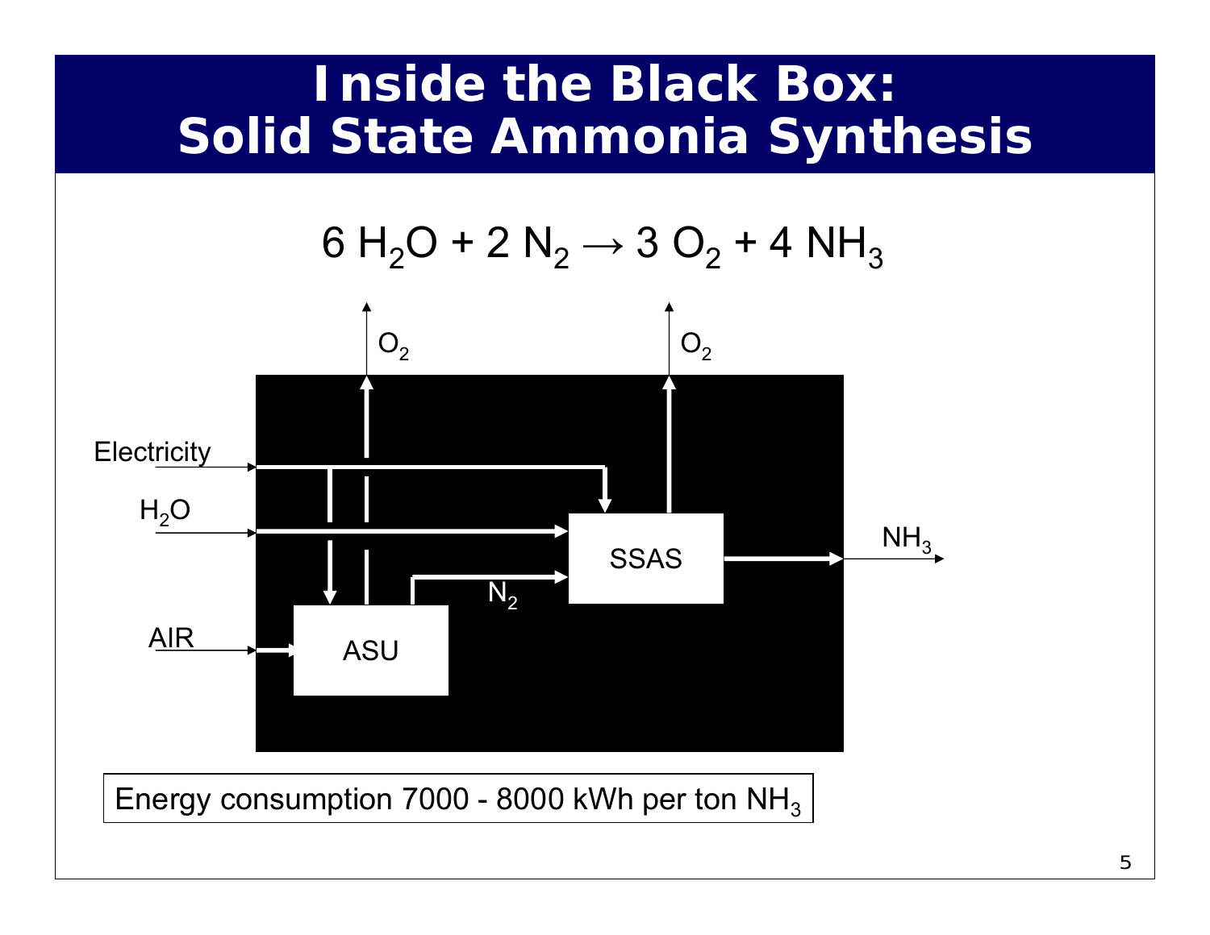# Inside the Black Box: Solid State Ammonia Synthesis

$$6\ H_2O + 2\ N_2 \rightarrow 3\ O_2 + 4\ NH_3$$

$O_2$ $O_2$

Electricity

$H_2O$

AIR

ASU

$N_2$

SSAS

$NH_3$

Energy consumption 7000 - 8000 kWh per ton $NH_3$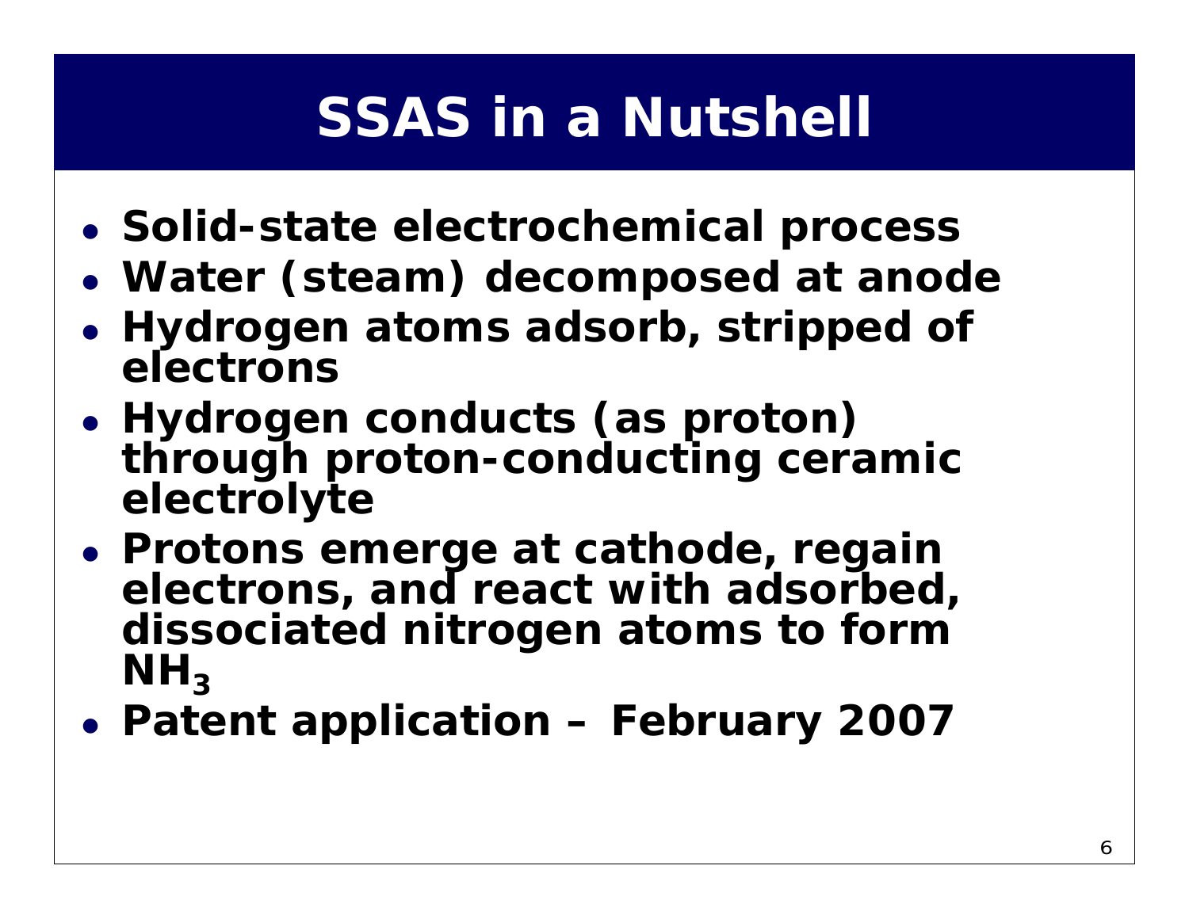# SSAS in a Nutshell

- Solid-state electrochemical process
- Water (steam) decomposed at anode
- Hydrogen atoms adsorb, stripped of electrons
- Hydrogen conducts (as proton) through proton-conducting ceramic electrolyte
- Protons emerge at cathode, regain electrons, and react with adsorbed, dissociated nitrogen atoms to form $NH_3$
- Patent application – February 2007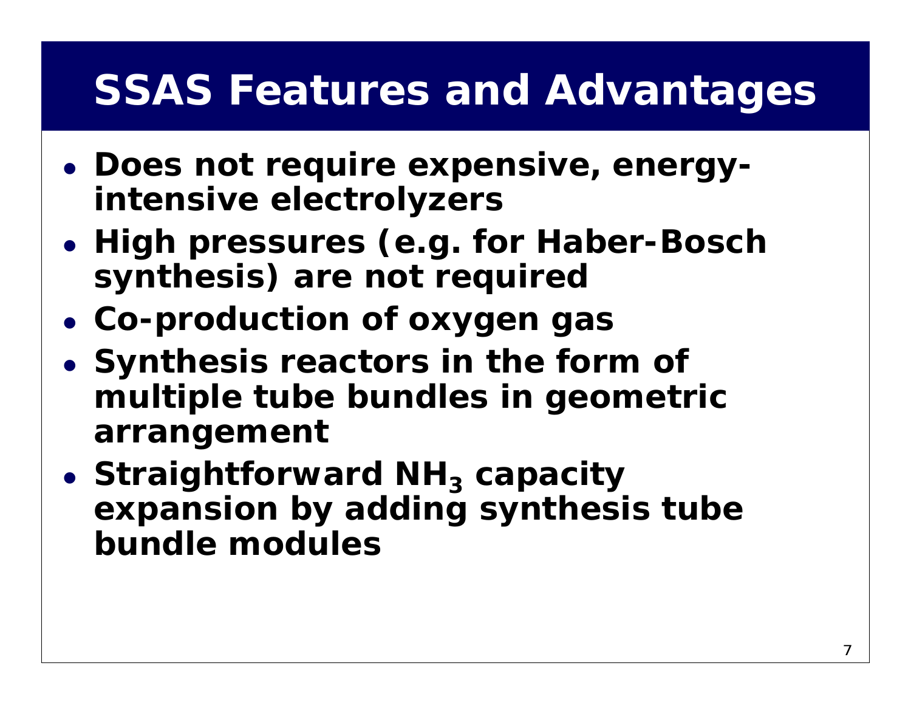# SSAS Features and Advantages

- Does not require expensive, energy-intensive electrolyzers
- High pressures (e.g. for Haber-Bosch synthesis) are not required
- Co-production of oxygen gas
- Synthesis reactors in the form of multiple tube bundles in geometric arrangement
- Straightforward $NH_3$ capacity expansion by adding synthesis tube bundle modules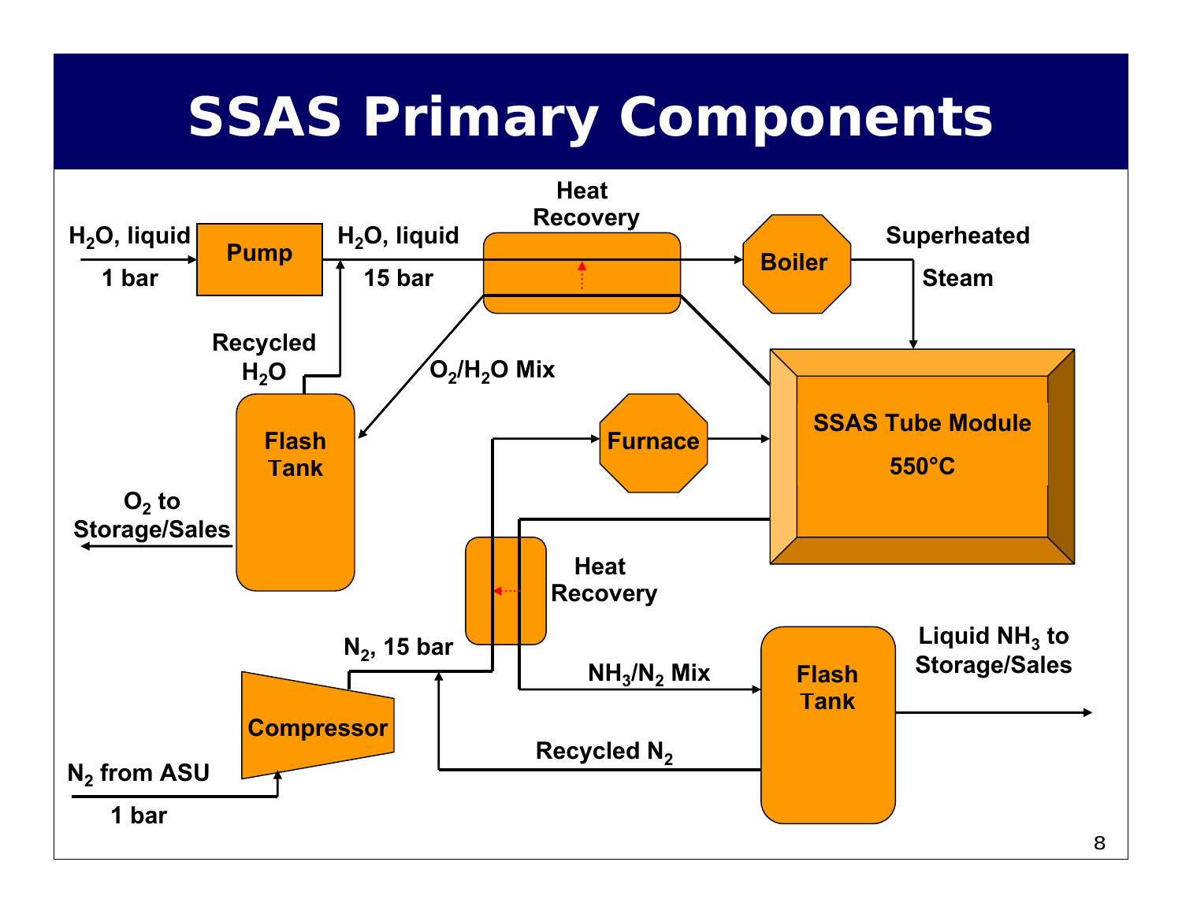# SSAS Primary Components

$H_2O$, liquid 1 bar → Pump → $H_2O$, liquid 15 bar → Heat Recovery → Boiler → Superheated Steam → SSAS Tube Module 550°C

Recycled $H_2O$

$O_2/H_2O$ Mix → Flash Tank → $O_2$ to Storage/Sales

Furnace

Heat Recovery

$N_2$ from ASU 1 bar → Compressor → $N_2$, 15 bar

$NH_3/N_2$ Mix → Flash Tank → Liquid $NH_3$ to Storage/Sales

Recycled $N_2$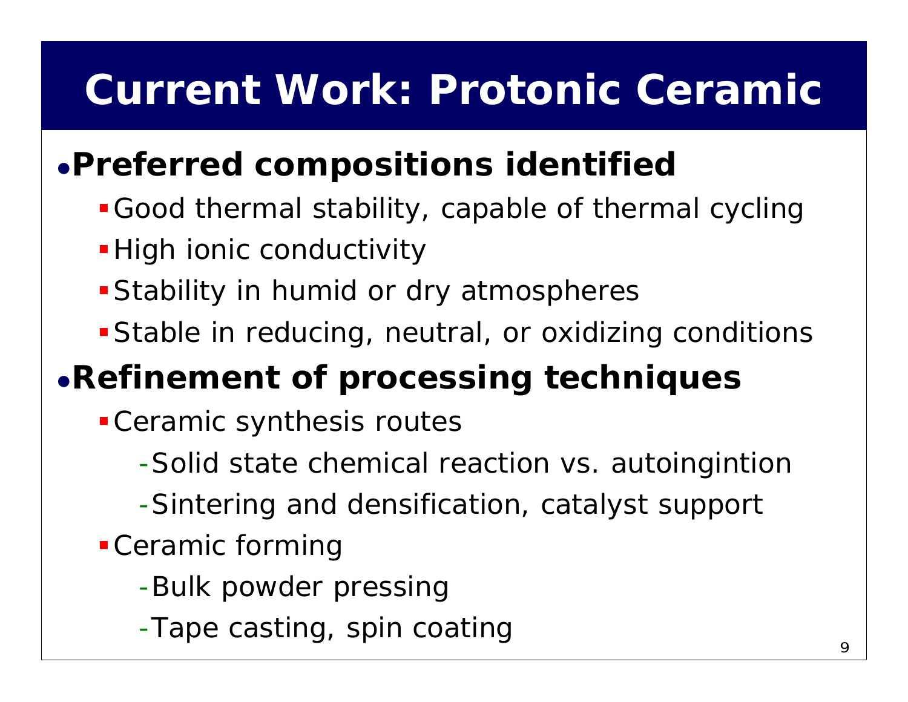# Current Work: Protonic Ceramic

- **Preferred compositions identified**
  - Good thermal stability, capable of thermal cycling
  - High ionic conductivity
  - Stability in humid or dry atmospheres
  - Stable in reducing, neutral, or oxidizing conditions
- **Refinement of processing techniques**
  - Ceramic synthesis routes
    - Solid state chemical reaction vs. autoingintion
    - Sintering and densification, catalyst support
  - Ceramic forming
    - Bulk powder pressing
    - Tape casting, spin coating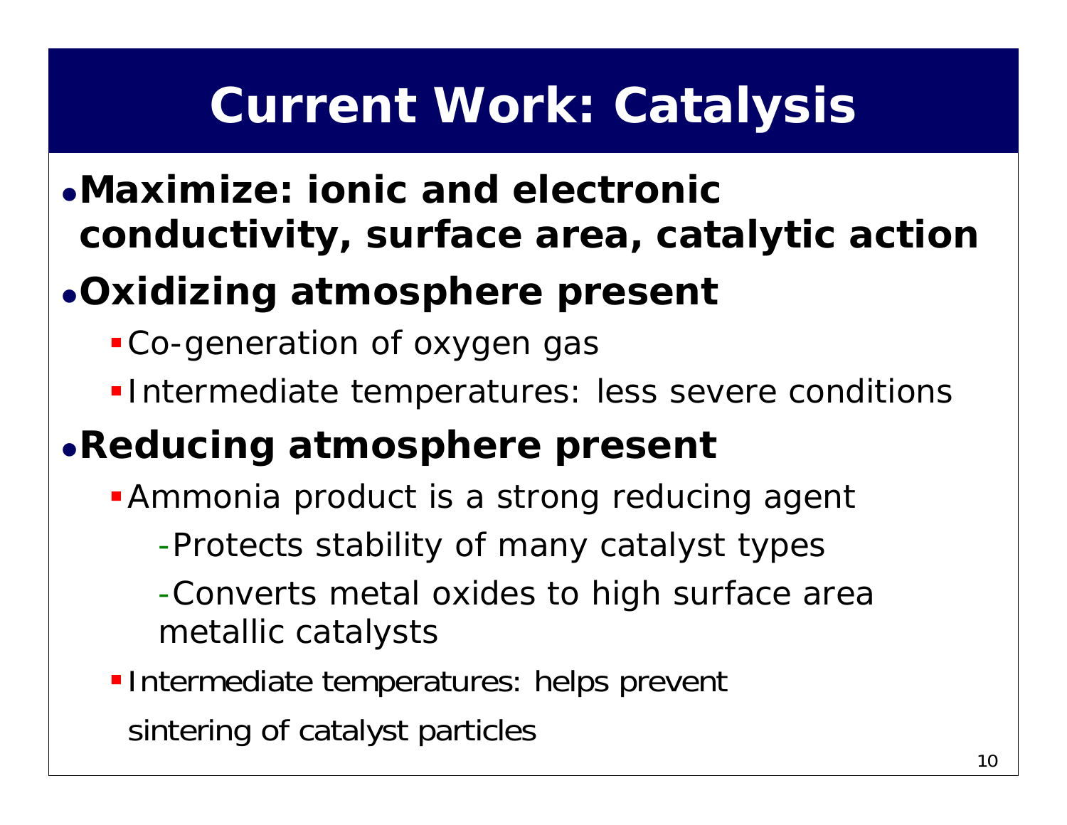# Current Work: Catalysis

- **Maximize: ionic and electronic conductivity, surface area, catalytic action**
- **Oxidizing atmosphere present**
  - Co-generation of oxygen gas
  - Intermediate temperatures: less severe conditions
- **Reducing atmosphere present**
  - Ammonia product is a strong reducing agent
    - Protects stability of many catalyst types
    - Converts metal oxides to high surface area metallic catalysts
  - Intermediate temperatures: helps prevent sintering of catalyst particles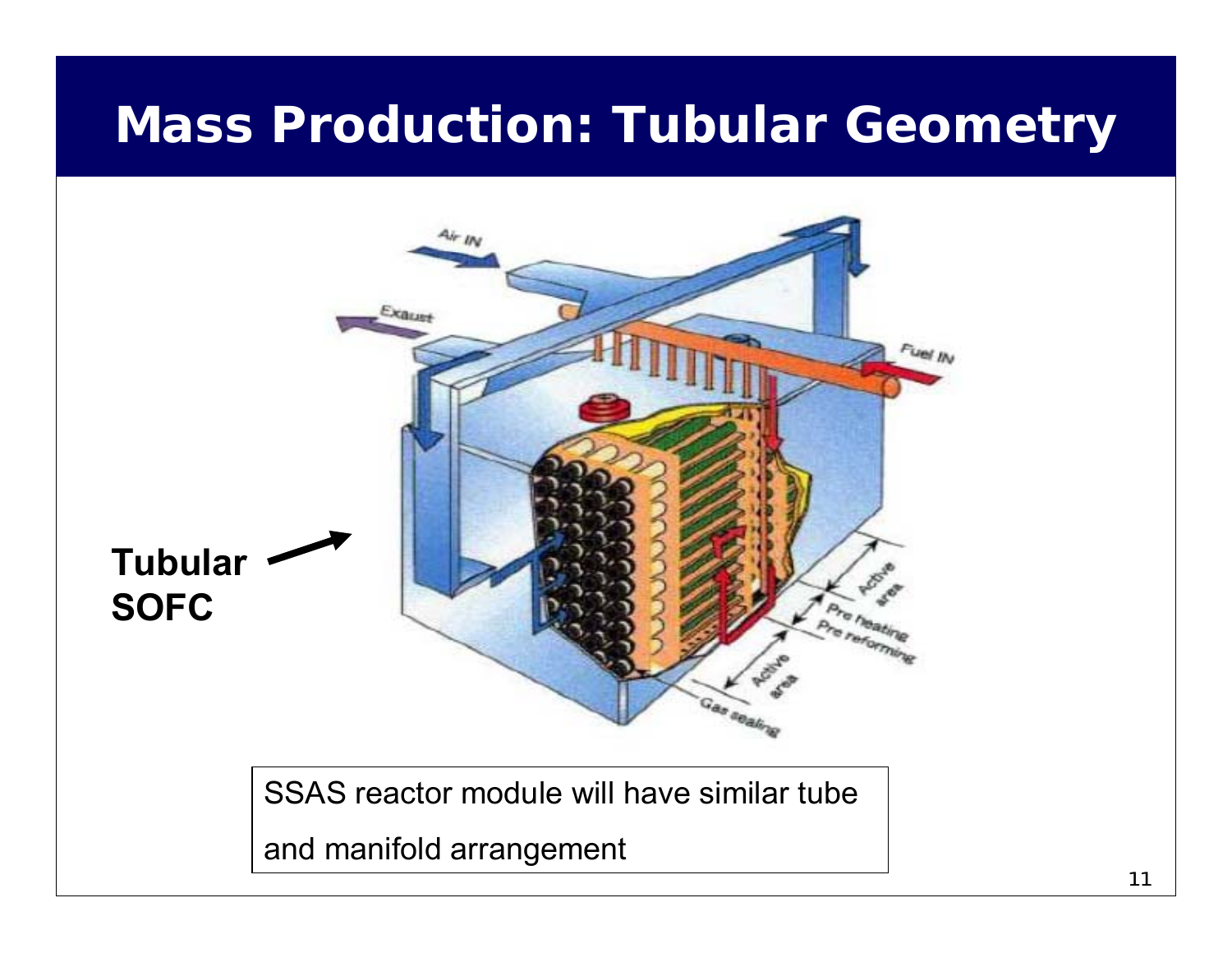# Mass Production: Tubular Geometry

**Tubular SOFC**

SSAS reactor module will have similar tube and manifold arrangement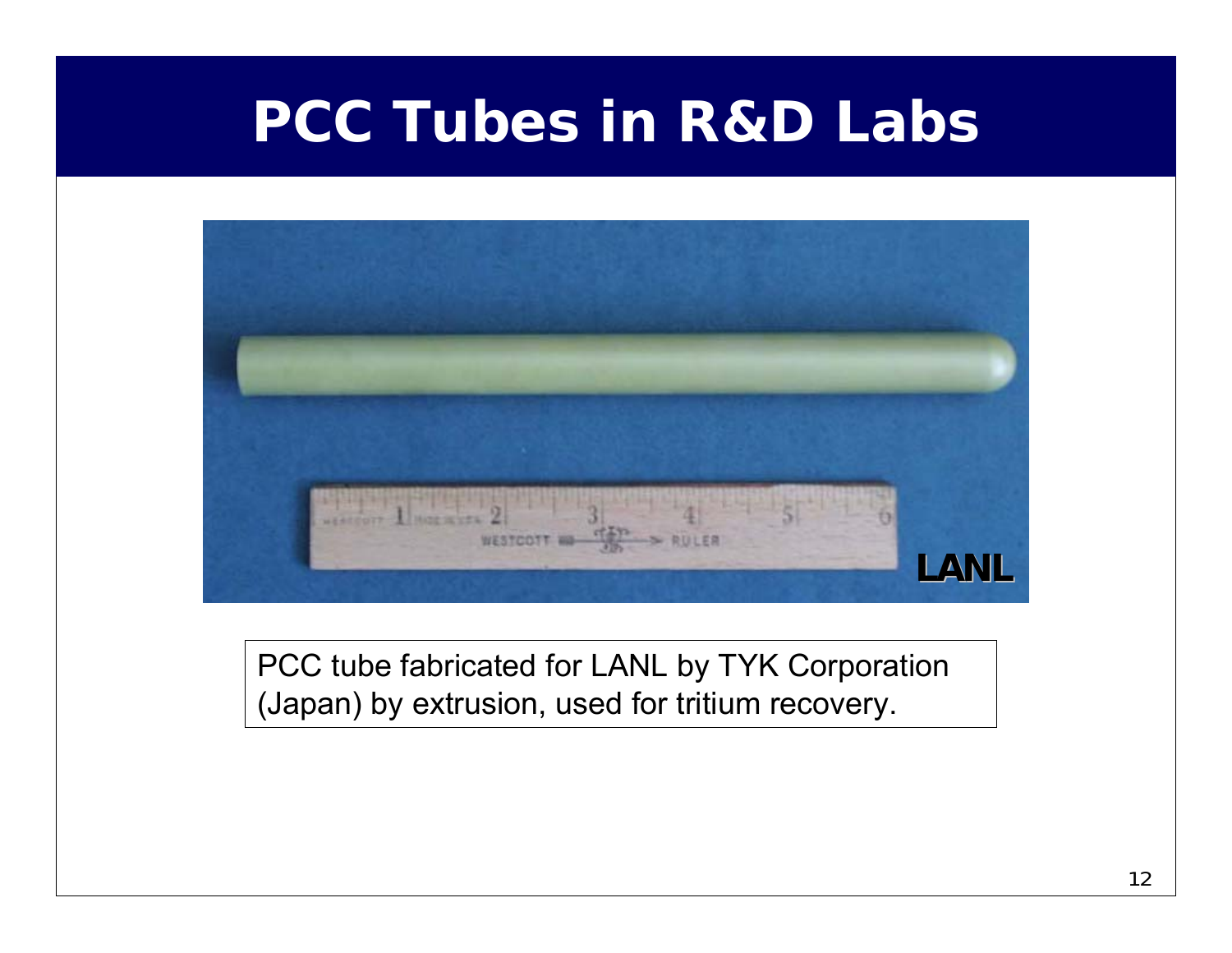# PCC Tubes in R&D Labs

PCC tube fabricated for LANL by TYK Corporation (Japan) by extrusion, used for tritium recovery.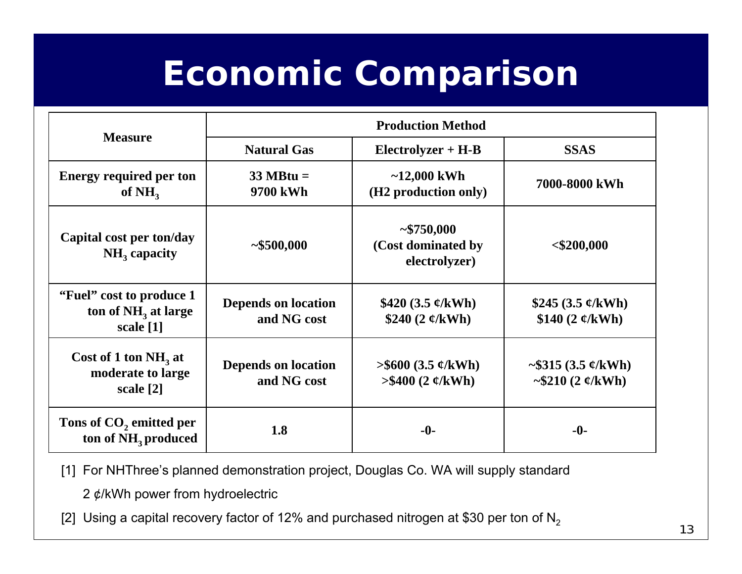# Economic Comparison

| Measure | Production Method | | |
|---|---|---|---|
| | Natural Gas | Electrolyzer + H-B | SSAS |
| Energy required per ton of $NH_3$ | 33 MBtu = 9700 kWh | ~12,000 kWh (H2 production only) | 7000-8000 kWh |
| Capital cost per ton/day $NH_3$ capacity | ~$500,000 | ~$750,000 (Cost dominated by electrolyzer) | <$200,000 |
| "Fuel" cost to produce 1 ton of $NH_3$ at large scale [1] | Depends on location and NG cost | $420 (3.5 ¢/kWh) $240 (2 ¢/kWh) | $245 (3.5 ¢/kWh) $140 (2 ¢/kWh) |
| Cost of 1 ton $NH_3$ at moderate to large scale [2] | Depends on location and NG cost | >$600 (3.5 ¢/kWh) >$400 (2 ¢/kWh) | ~$315 (3.5 ¢/kWh) ~$210 (2 ¢/kWh) |
| Tons of $CO_2$ emitted per ton of $NH_3$ produced | 1.8 | -0- | -0- |

[1] For NHThree's planned demonstration project, Douglas Co. WA will supply standard 2 ¢/kWh power from hydroelectric

[2] Using a capital recovery factor of 12% and purchased nitrogen at $30 per ton of $N_2$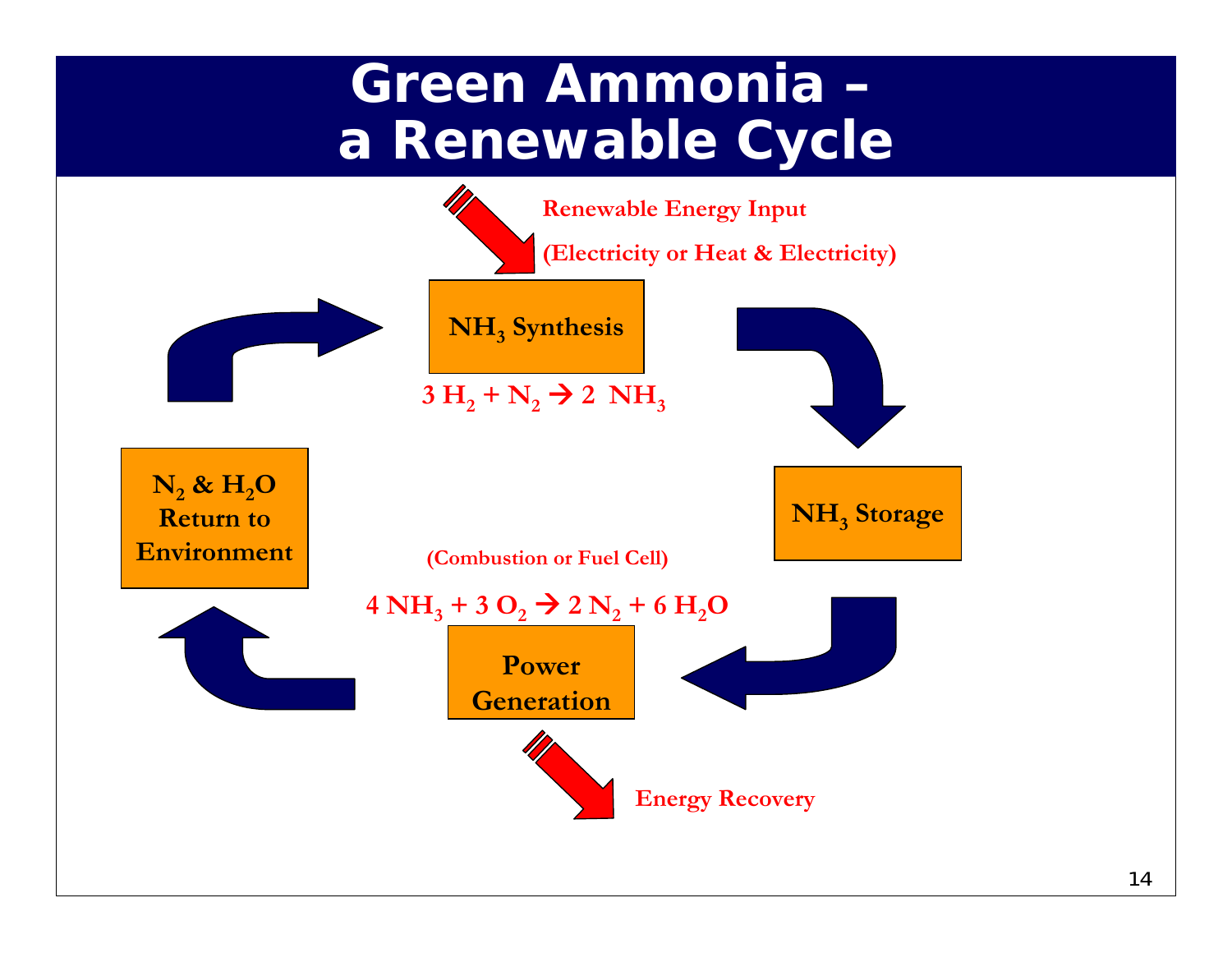# Green Ammonia – a Renewable Cycle

Renewable Energy Input

(Electricity or Heat & Electricity)

**$NH_3$ Synthesis**

$$3\,H_2 + N_2 \rightarrow 2\,NH_3$$

**$NH_3$ Storage**

(Combustion or Fuel Cell)

$$4\,NH_3 + 3\,O_2 \rightarrow 2\,N_2 + 6\,H_2O$$

**Power Generation**

Energy Recovery

**$N_2$ & $H_2O$ Return to Environment**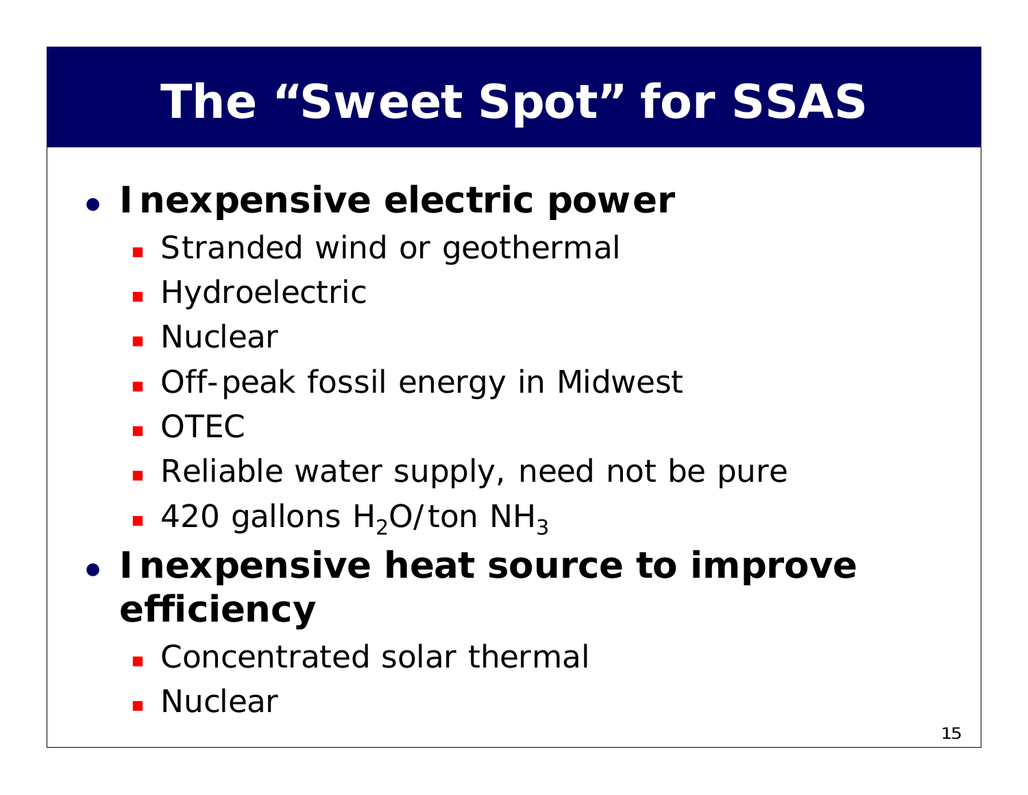# The "Sweet Spot" for SSAS

- **Inexpensive electric power**
  - Stranded wind or geothermal
  - Hydroelectric
  - Nuclear
  - Off-peak fossil energy in Midwest
  - OTEC
  - Reliable water supply, need not be pure
  - 420 gallons $H_2O$/ton $NH_3$
- **Inexpensive heat source to improve efficiency**
  - Concentrated solar thermal
  - Nuclear